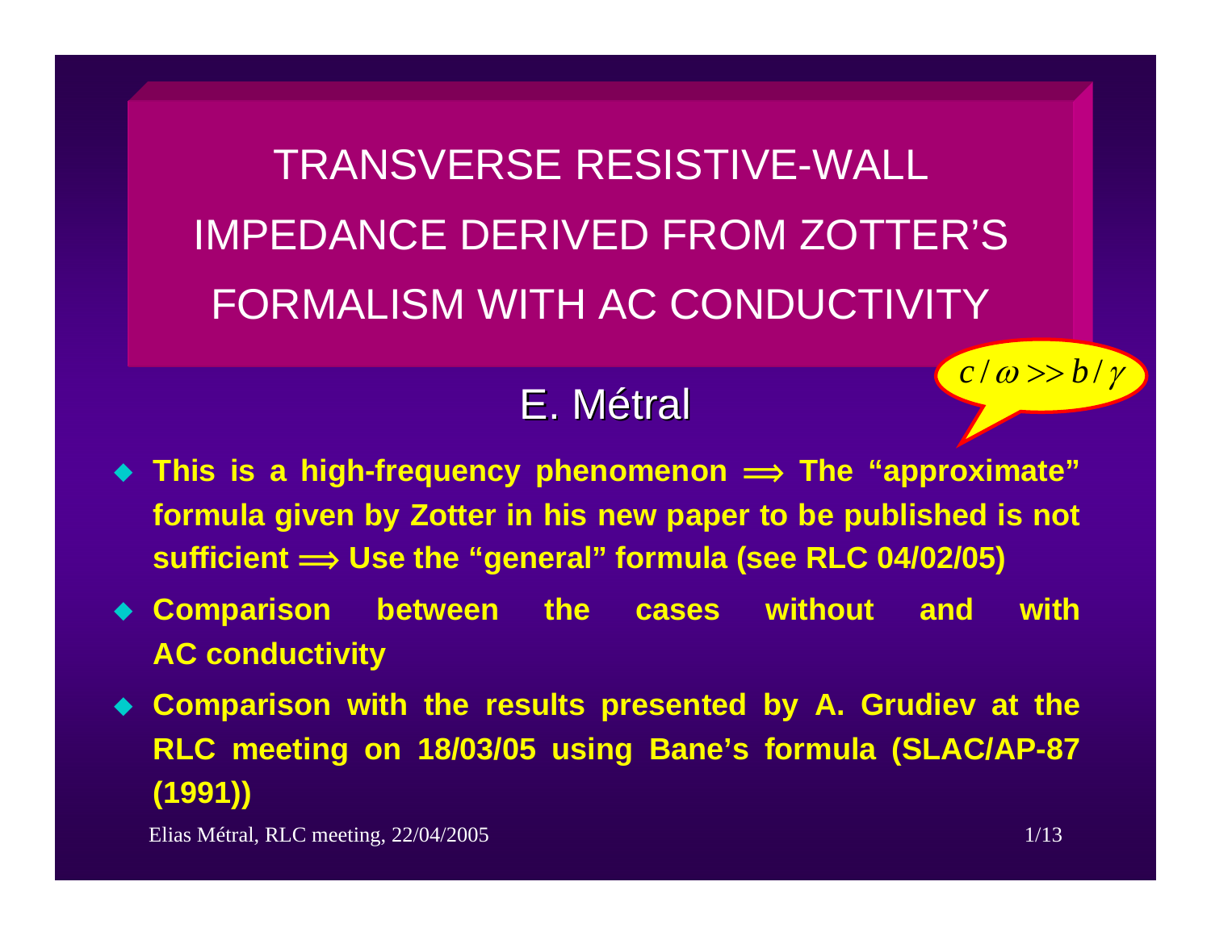# TRANSVERSE RESISTIVE-WALL IMPEDANCE DERIVED FROM ZOTTER'S FORMALISM WITH AC CONDUCTIVITY

## E. Métral

$c/\omega >> b/\gamma$

- **This is a high-frequency phenomenon $\Longrightarrow$ The "approximate" formula given by Zotter in his new paper to be published is not sufficient $\Longrightarrow$ Use the "general" formula (see RLC 04/02/05)**
- **Comparison between the cases without and with AC conductivity**
- **Comparison with the results presented by A. Grudiev at the RLC meeting on 18/03/05 using Bane's formula (SLAC/AP-87 (1991))**

Elias Métral, RLC meeting, 22/04/2005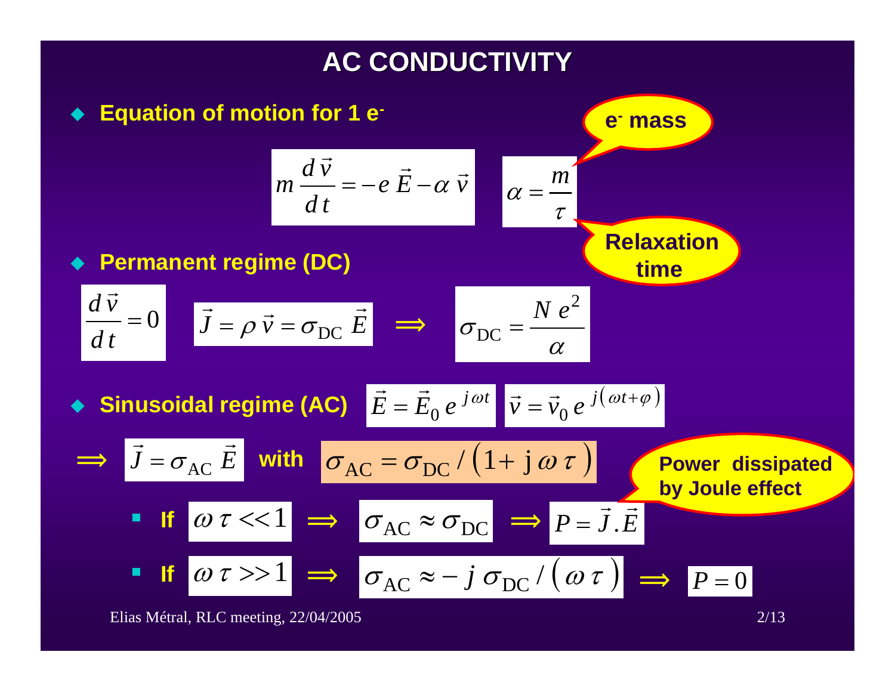# AC CONDUCTIVITY

- **Equation of motion for 1 e⁻**

$$m \frac{d\vec{v}}{dt} = -e\,\vec{E} - \alpha\,\vec{v} \qquad \alpha = \frac{m}{\tau}$$

$m$: e⁻ mass

$\tau$: Relaxation time

- **Permanent regime (DC)**

$$\frac{d\vec{v}}{dt} = 0 \qquad \vec{J} = \rho\,\vec{v} = \sigma_{\mathrm{DC}}\,\vec{E} \quad \Longrightarrow \quad \sigma_{\mathrm{DC}} = \frac{N\,e^2}{\alpha}$$

- **Sinusoidal regime (AC)** $\vec{E} = \vec{E}_0\,e^{j\omega t}$ $\vec{v} = \vec{v}_0\,e^{j(\omega t + \varphi)}$

$\Longrightarrow$ $\vec{J} = \sigma_{\mathrm{AC}}\,\vec{E}$ **with** $\sigma_{\mathrm{AC}} = \sigma_{\mathrm{DC}} / \left(1 + \mathrm{j}\,\omega\,\tau\right)$

  - **If** $\omega\,\tau << 1 \quad \Longrightarrow \quad \sigma_{\mathrm{AC}} \approx \sigma_{\mathrm{DC}} \quad \Longrightarrow \quad P = \vec{J}.\vec{E}$ (Power dissipated by Joule effect)
  - **If** $\omega\,\tau >> 1 \quad \Longrightarrow \quad \sigma_{\mathrm{AC}} \approx -\,j\,\sigma_{\mathrm{DC}} / \left(\omega\,\tau\right) \quad \Longrightarrow \quad P = 0$

Elias Métral, RLC meeting, 22/04/2005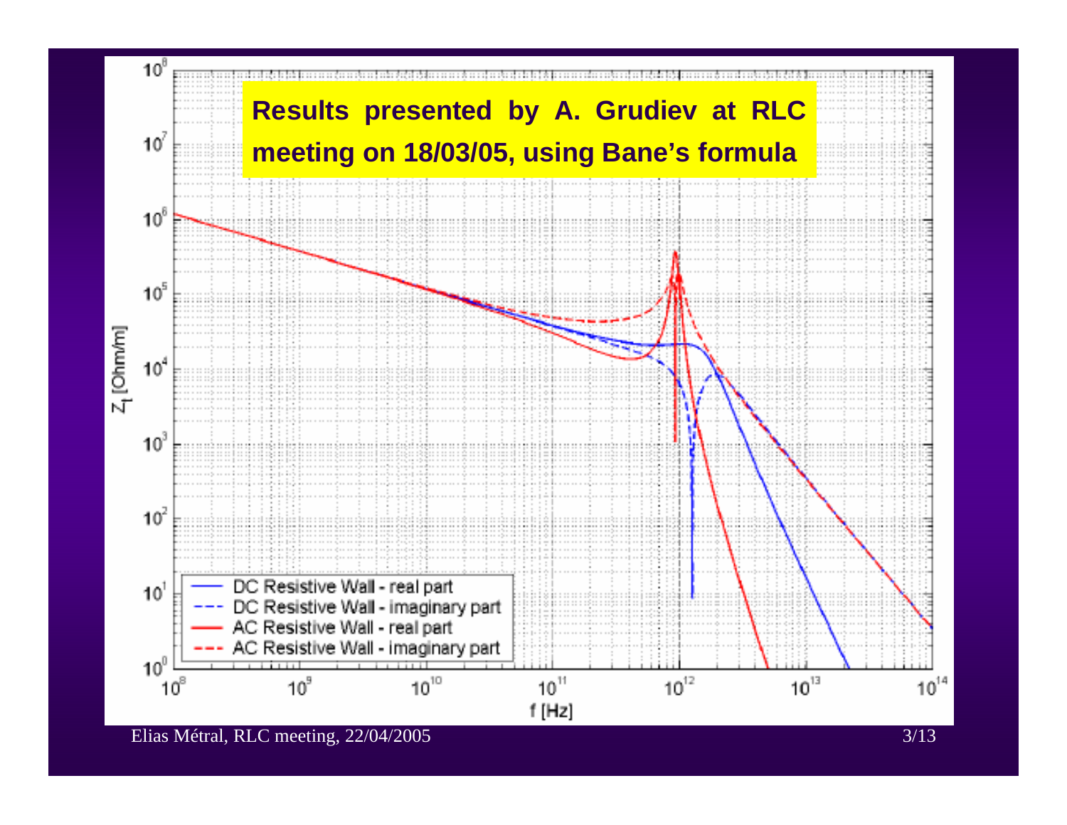**Results presented by A. Grudiev at RLC meeting on 18/03/05, using Bane's formula**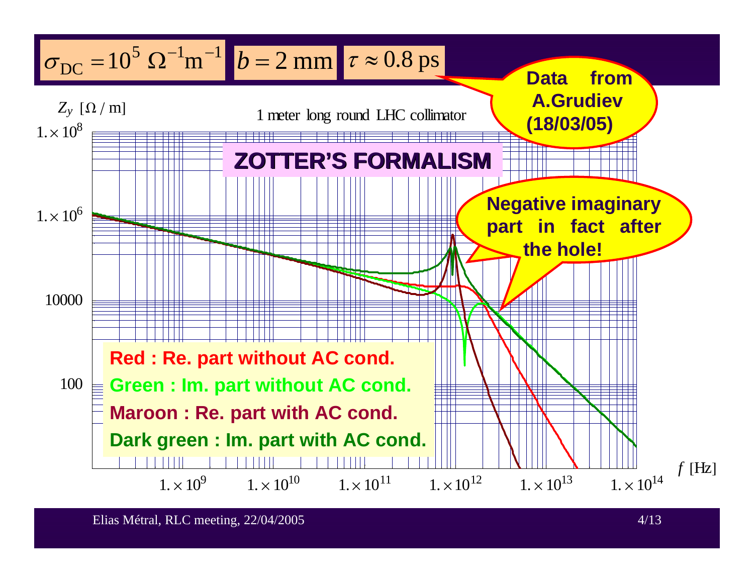$\sigma_{\text{DC}} = 10^5\ \Omega^{-1}\text{m}^{-1}$ $b = 2\ \text{mm}$ $\tau \approx 0.8\ \text{ps}$

**Data from A.Grudiev (18/03/05)**

$Z_y\ [\Omega / \text{m}]$

1 meter long round LHC collimator

**ZOTTER'S FORMALISM**

**Negative imaginary part in fact after the hole!**

$1. \times 10^8$

$1. \times 10^6$

10000

100

$f$ [Hz]

$1. \times 10^9$ $1. \times 10^{10}$ $1. \times 10^{11}$ $1. \times 10^{12}$ $1. \times 10^{13}$ $1. \times 10^{14}$

**Red : Re. part without AC cond.**

**Green : Im. part without AC cond.**

**Maroon : Re. part with AC cond.**

**Dark green : Im. part with AC cond.**

Elias Métral, RLC meeting, 22/04/2005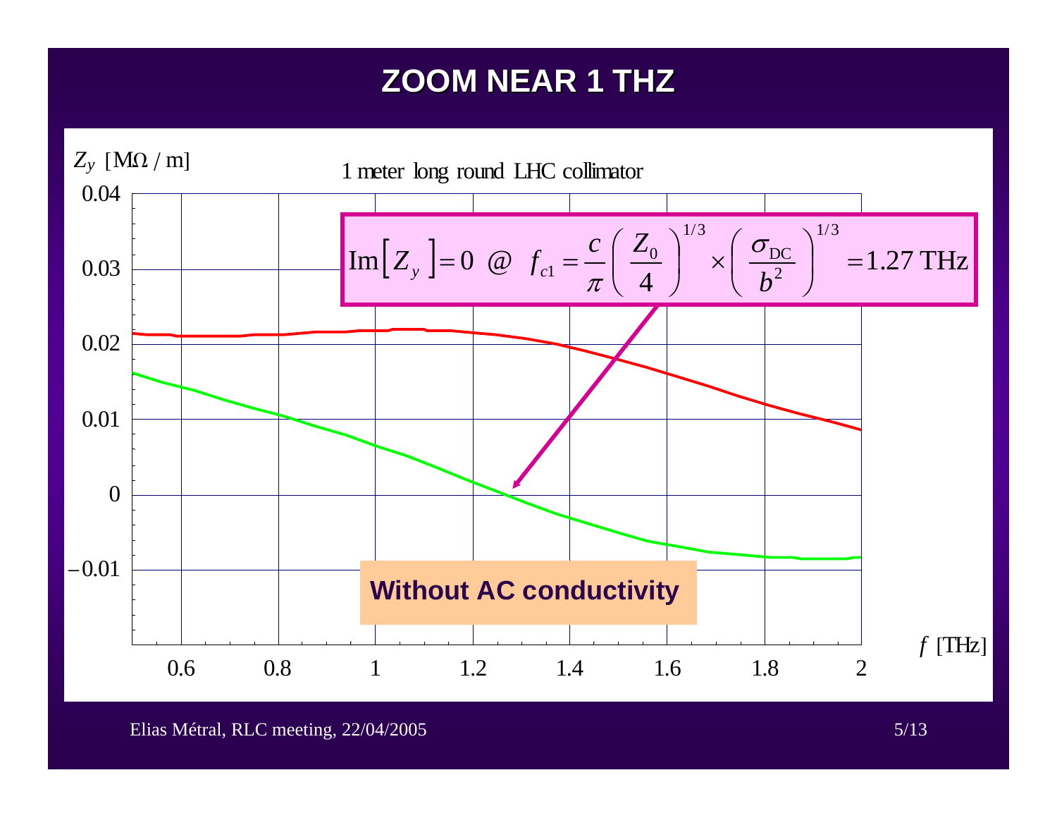# ZOOM NEAR 1 THZ

1 meter long round LHC collimator

$$\mathrm{Im}\left[Z_y\right] = 0 \;\; @ \;\; f_{c1} = \frac{c}{\pi}\left(\frac{Z_0}{4}\right)^{1/3} \times \left(\frac{\sigma_{\mathrm{DC}}}{b^2}\right)^{1/3} = 1.27\ \mathrm{THz}$$

**Without AC conductivity**

$Z_y$ [MΩ / m]

$f$ [THz]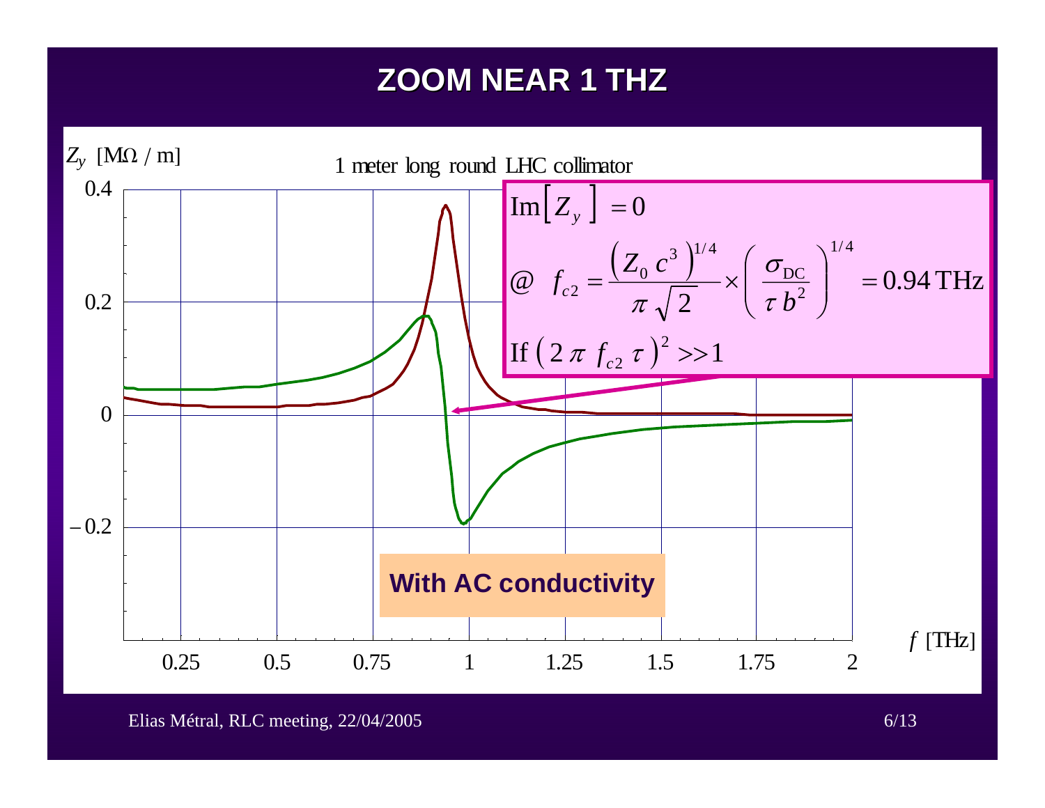# ZOOM NEAR 1 THZ

1 meter long round LHC collimator

$Z_y$ [MΩ / m]

$$\mathrm{Im}\left[ Z_y \right] = 0$$

$$@ \quad f_{c2} = \frac{\left( Z_0 \, c^3 \right)^{1/4}}{\pi \sqrt{2}} \times \left( \frac{\sigma_{\mathrm{DC}}}{\tau \, b^2} \right)^{1/4} = 0.94 \, \mathrm{THz}$$

$$\mathrm{If} \left( 2 \pi \, f_{c2} \, \tau \right)^2 >> 1$$

**With AC conductivity**

$f$ [THz]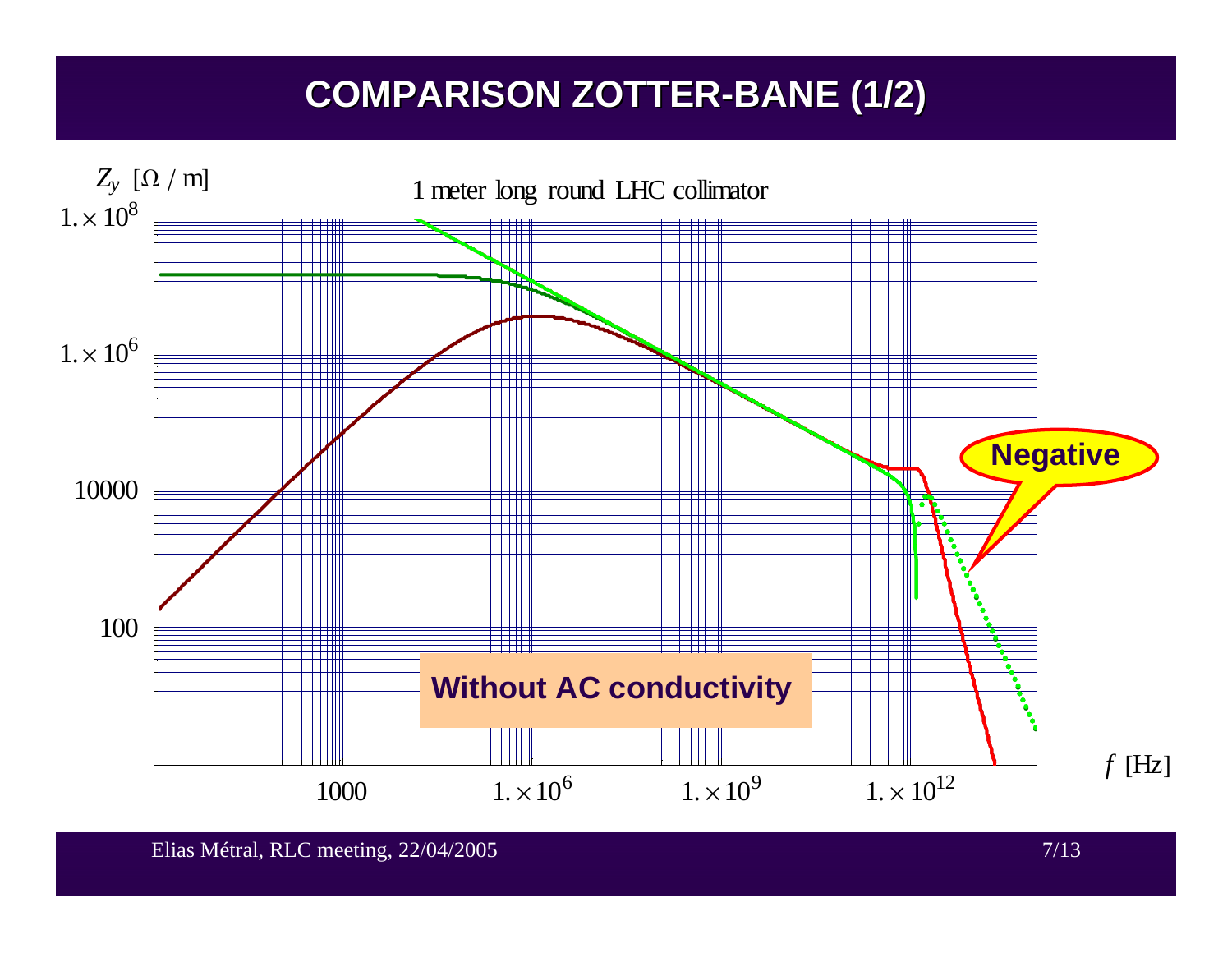# COMPARISON ZOTTER-BANE (1/2)

1 meter long round LHC collimator

$Z_y$ [$\Omega$ / m]

$f$ [Hz]

Negative

**Without AC conductivity**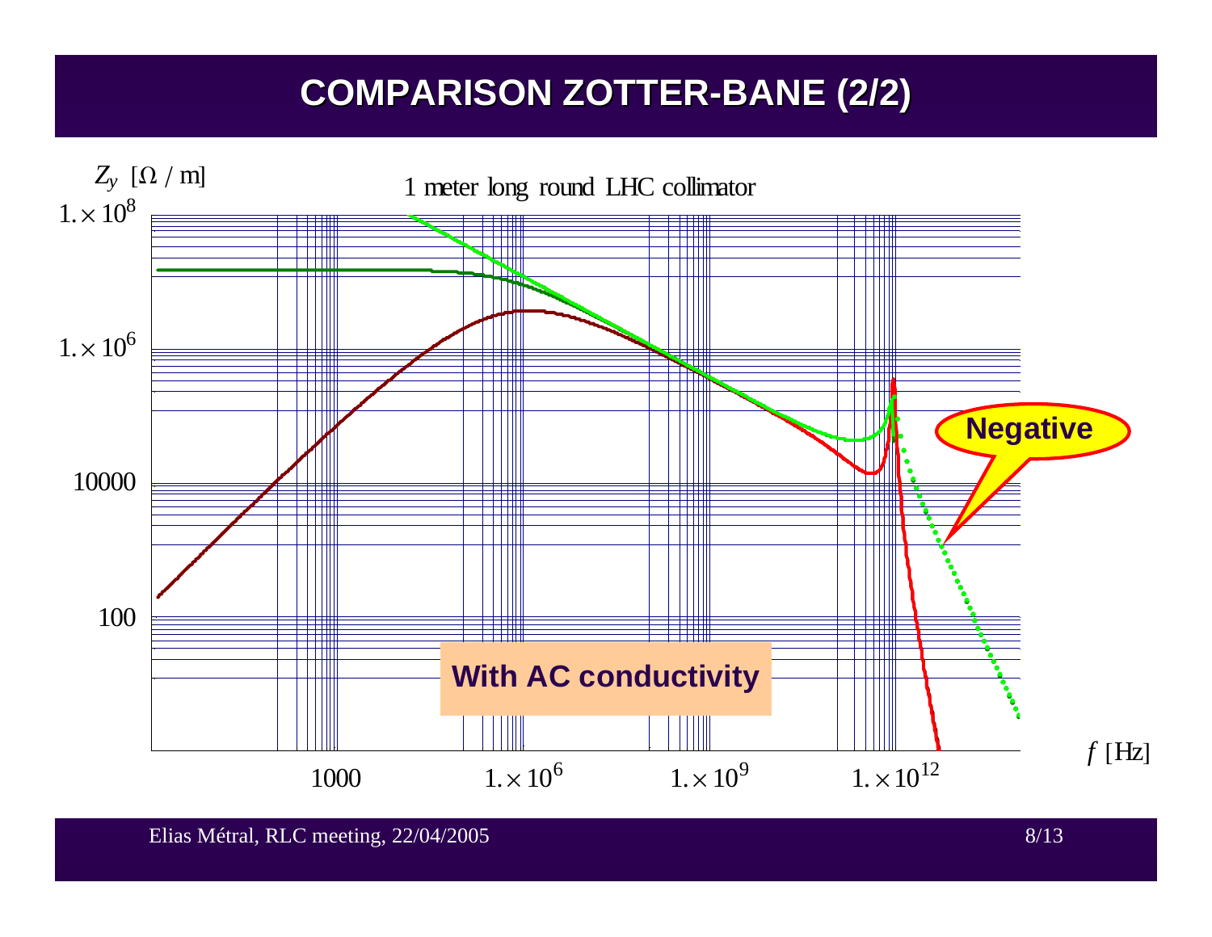# COMPARISON ZOTTER-BANE (2/2)

1 meter long round LHC collimator

$Z_y$ [Ω / m]

$f$ [Hz]

Negative

With AC conductivity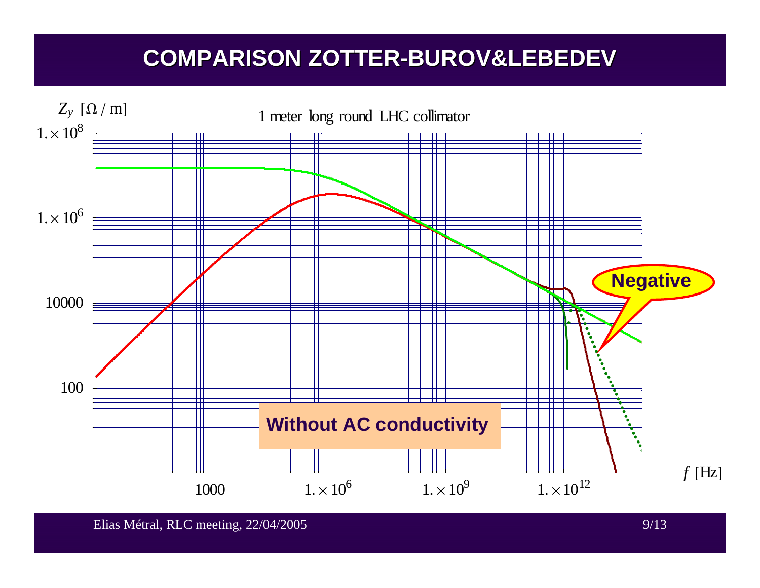# COMPARISON ZOTTER-BUROV&LEBEDEV

$Z_y$ [$\Omega$ / m]

1 meter long round LHC collimator

$1.\times 10^{8}$

$1.\times 10^{6}$

10000

100

1000 $\quad 1.\times 10^{6} \quad 1.\times 10^{9} \quad 1.\times 10^{12}$

$f$ [Hz]

**Negative**

**Without AC conductivity**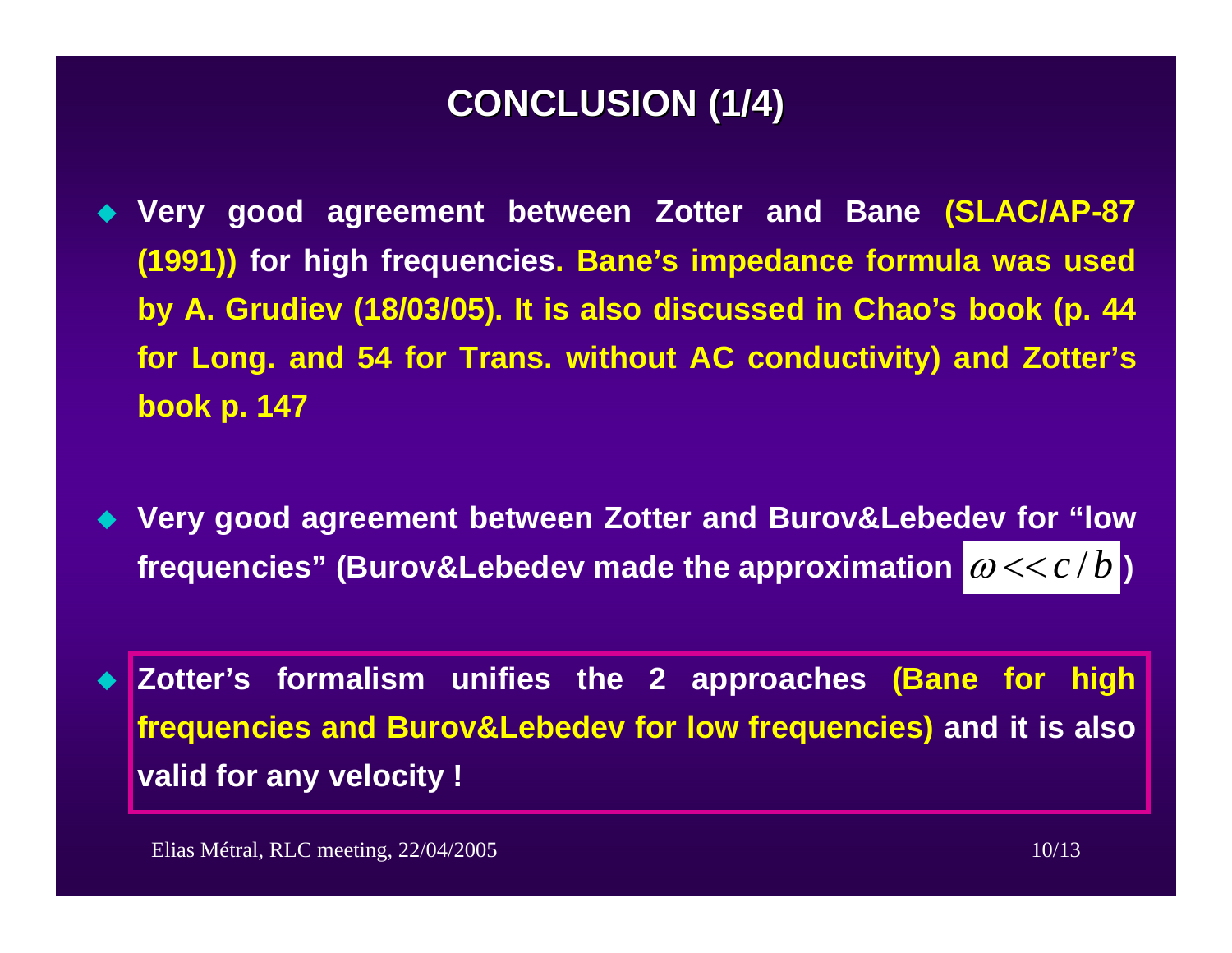# CONCLUSION (1/4)

- **Very good agreement between Zotter and Bane (SLAC/AP-87 (1991)) for high frequencies. Bane's impedance formula was used by A. Grudiev (18/03/05). It is also discussed in Chao's book (p. 44 for Long. and 54 for Trans. without AC conductivity) and Zotter's book p. 147**

- **Very good agreement between Zotter and Burov&Lebedev for "low frequencies" (Burov&Lebedev made the approximation $\omega << c/b$)**

- **Zotter's formalism unifies the 2 approaches (Bane for high frequencies and Burov&Lebedev for low frequencies) and it is also valid for any velocity !**

Elias Métral, RLC meeting, 22/04/2005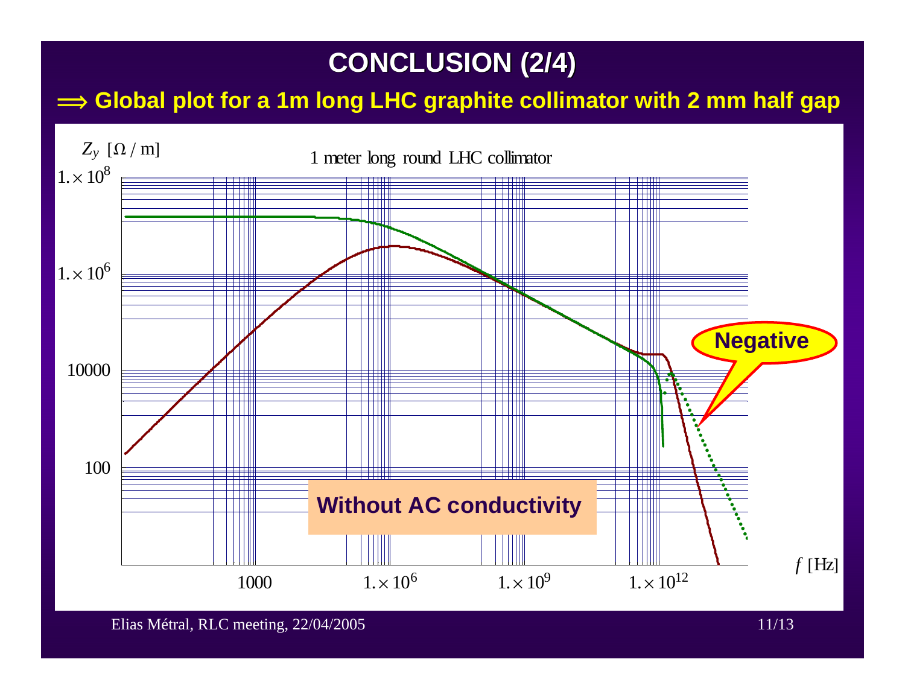# CONCLUSION (2/4)

⟹ **Global plot for a 1m long LHC graphite collimator with 2 mm half gap**

1 meter long round LHC collimator

$Z_y$ [Ω / m]

$1. \times 10^8$

$1. \times 10^6$

10000

100

1000 &nbsp; $1. \times 10^6$ &nbsp; $1. \times 10^9$ &nbsp; $1. \times 10^{12}$

$f$ [Hz]

**Negative**

**Without AC conductivity**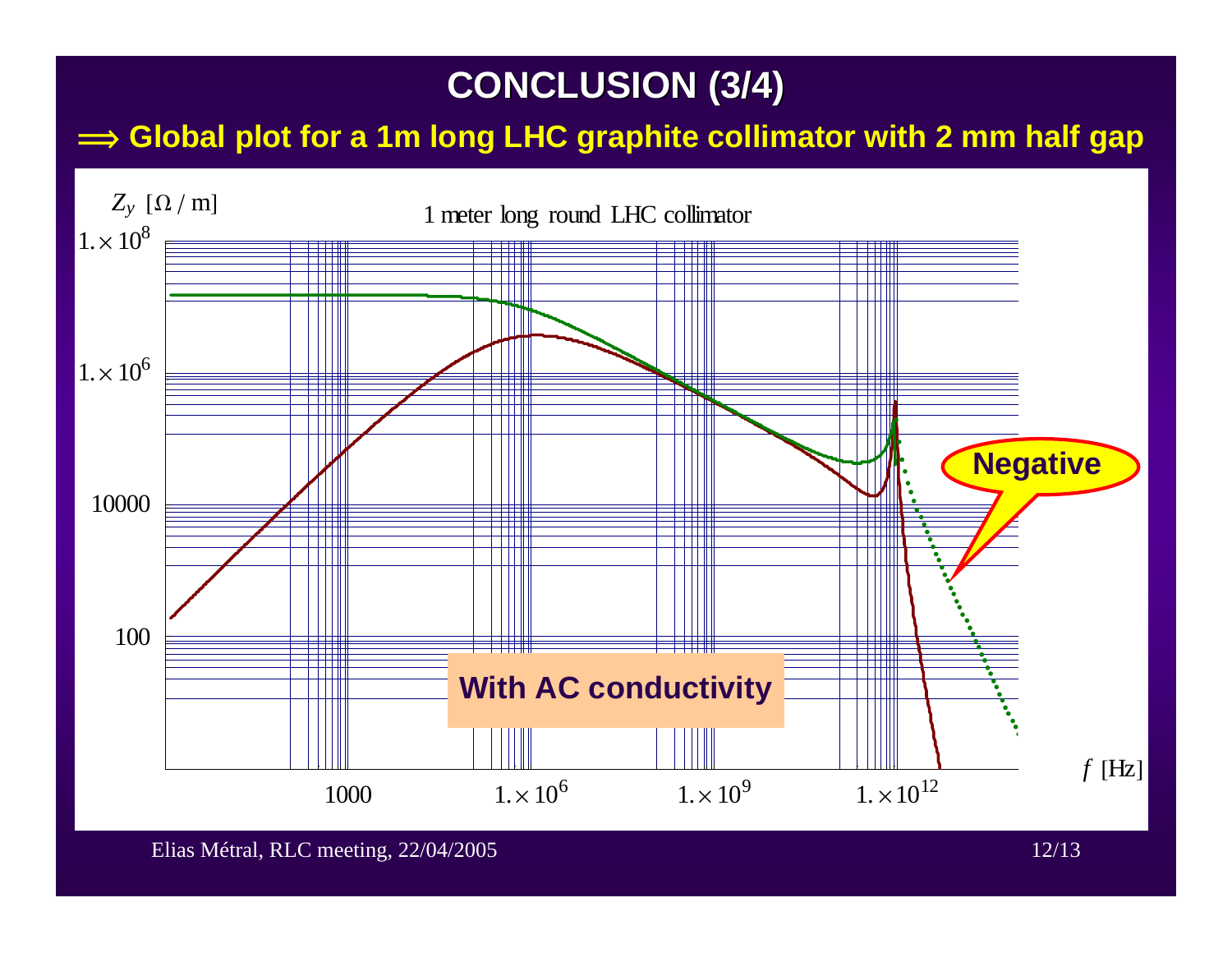# CONCLUSION (3/4)

**⟹ Global plot for a 1m long LHC graphite collimator with 2 mm half gap**

1 meter long round LHC collimator

$Z_y$ [Ω / m]

$1.\times 10^{8}$

$1.\times 10^{6}$

10000

100

1000 $1.\times 10^{6}$ $1.\times 10^{9}$ $1.\times 10^{12}$

$f$ [Hz]

**Negative**

**With AC conductivity**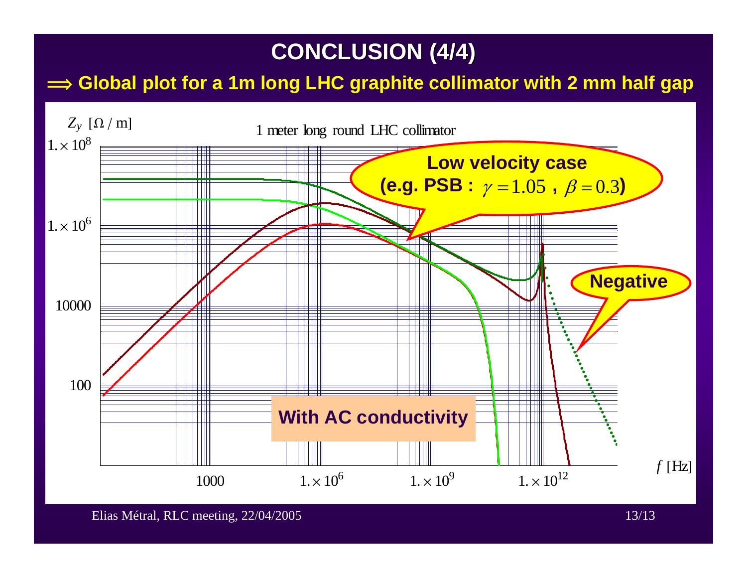# CONCLUSION (4/4)

**$\Longrightarrow$ Global plot for a 1m long LHC graphite collimator with 2 mm half gap**

$Z_y$ [$\Omega$ / m]

1 meter long round LHC collimator

$1.\times 10^8$

$1.\times 10^6$

10000

100

1000

$1.\times 10^6$

$1.\times 10^9$

$1.\times 10^{12}$

$f$ [Hz]

**Low velocity case (e.g. PSB : $\gamma = 1.05$ , $\beta = 0.3$)**

**Negative**

**With AC conductivity**

Elias Métral, RLC meeting, 22/04/2005